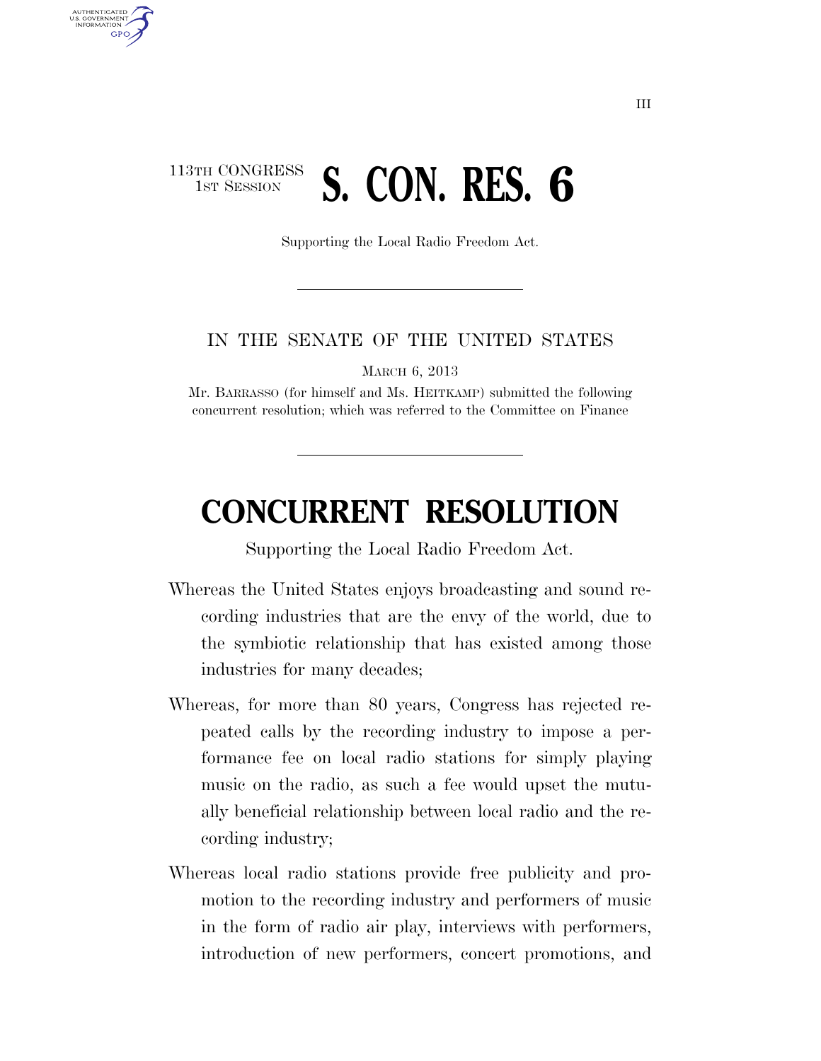113TH CONGRESS
1ST SESSION

# S. CON. RES. 6

Supporting the Local Radio Freedom Act.

---

IN THE SENATE OF THE UNITED STATES

MARCH 6, 2013

Mr. BARRASSO (for himself and Ms. HEITKAMP) submitted the following concurrent resolution; which was referred to the Committee on Finance

---

# CONCURRENT RESOLUTION

Supporting the Local Radio Freedom Act.

Whereas the United States enjoys broadcasting and sound recording industries that are the envy of the world, due to the symbiotic relationship that has existed among those industries for many decades;

Whereas, for more than 80 years, Congress has rejected repeated calls by the recording industry to impose a performance fee on local radio stations for simply playing music on the radio, as such a fee would upset the mutually beneficial relationship between local radio and the recording industry;

Whereas local radio stations provide free publicity and promotion to the recording industry and performers of music in the form of radio air play, interviews with performers, introduction of new performers, concert promotions, and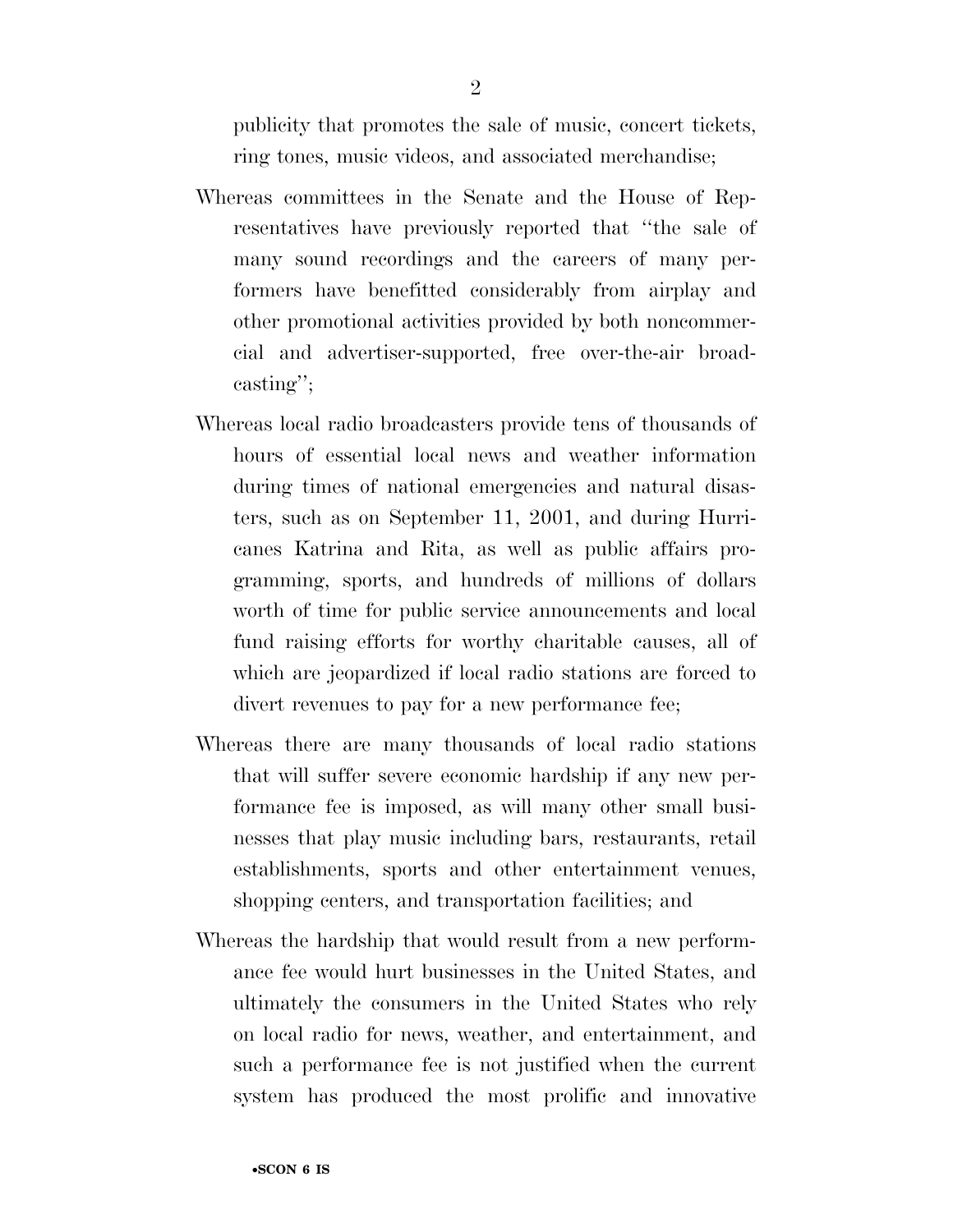publicity that promotes the sale of music, concert tickets, ring tones, music videos, and associated merchandise;

Whereas committees in the Senate and the House of Representatives have previously reported that ''the sale of many sound recordings and the careers of many performers have benefitted considerably from airplay and other promotional activities provided by both noncommercial and advertiser-supported, free over-the-air broadcasting'';

Whereas local radio broadcasters provide tens of thousands of hours of essential local news and weather information during times of national emergencies and natural disasters, such as on September 11, 2001, and during Hurricanes Katrina and Rita, as well as public affairs programming, sports, and hundreds of millions of dollars worth of time for public service announcements and local fund raising efforts for worthy charitable causes, all of which are jeopardized if local radio stations are forced to divert revenues to pay for a new performance fee;

Whereas there are many thousands of local radio stations that will suffer severe economic hardship if any new performance fee is imposed, as will many other small businesses that play music including bars, restaurants, retail establishments, sports and other entertainment venues, shopping centers, and transportation facilities; and

Whereas the hardship that would result from a new performance fee would hurt businesses in the United States, and ultimately the consumers in the United States who rely on local radio for news, weather, and entertainment, and such a performance fee is not justified when the current system has produced the most prolific and innovative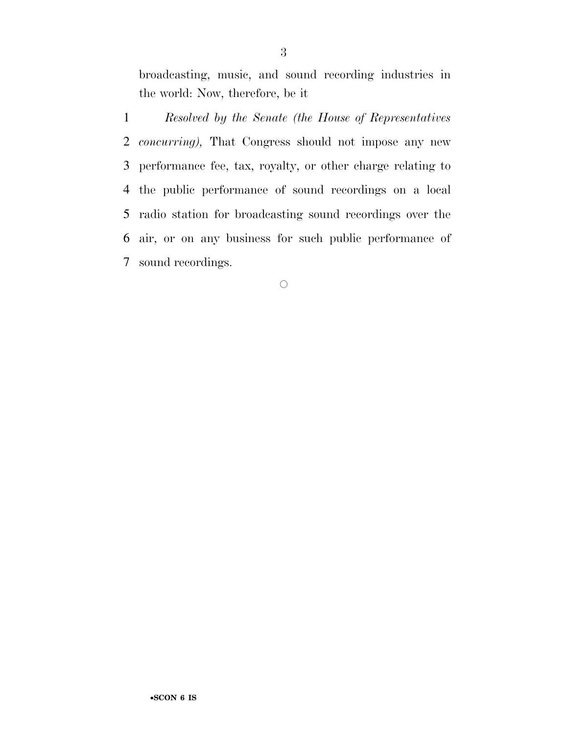broadcasting, music, and sound recording industries in the world: Now, therefore, be it

1 *Resolved by the Senate (the House of Representatives*
2 *concurring),* That Congress should not impose any new
3 performance fee, tax, royalty, or other charge relating to
4 the public performance of sound recordings on a local
5 radio station for broadcasting sound recordings over the
6 air, or on any business for such public performance of
7 sound recordings.

○

•SCON 6 IS